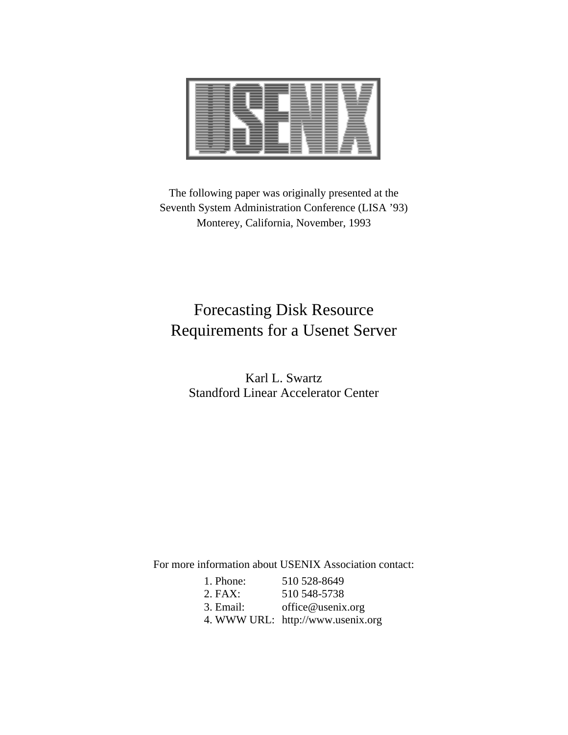The following paper was originally presented at the
Seventh System Administration Conference (LISA '93)
Monterey, California, November, 1993

# Forecasting Disk Resource Requirements for a Usenet Server

Karl L. Swartz
Standford Linear Accelerator Center

For more information about USENIX Association contact:

1. Phone: 510 528-8649
2. FAX: 510 548-5738
3. Email: office@usenix.org
4. WWW URL: http://www.usenix.org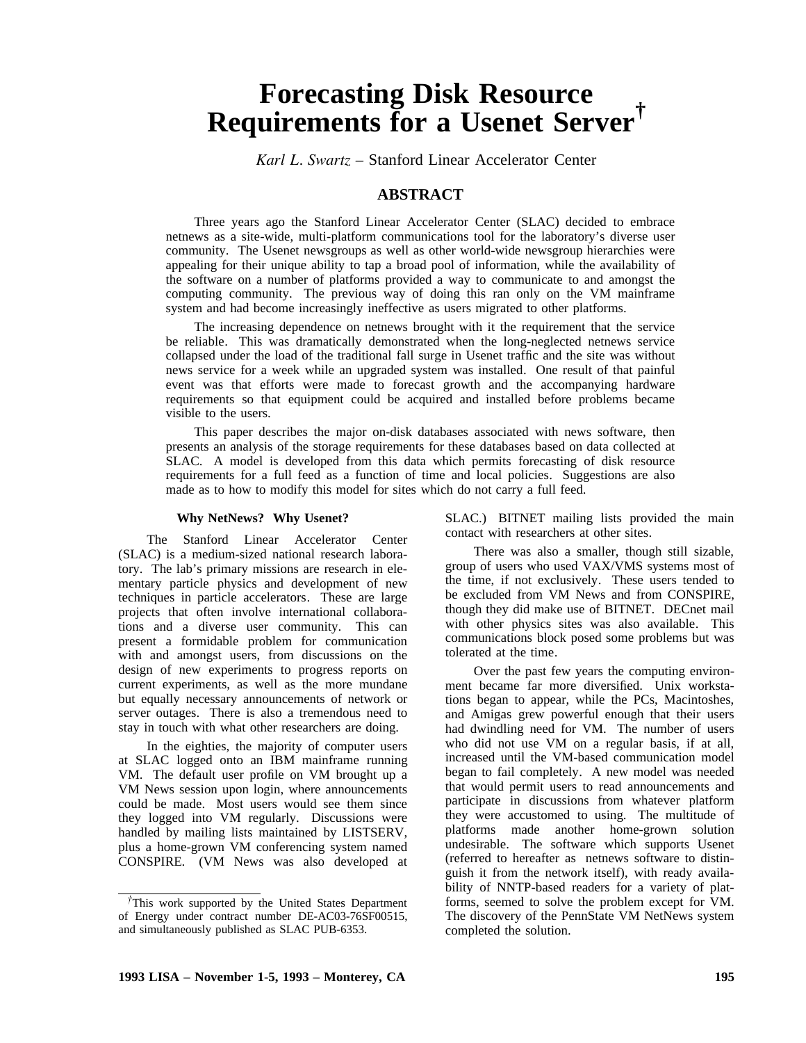# Forecasting Disk Resource Requirements for a Usenet Server†

*Karl L. Swartz* – Stanford Linear Accelerator Center

## ABSTRACT

Three years ago the Stanford Linear Accelerator Center (SLAC) decided to embrace netnews as a site-wide, multi-platform communications tool for the laboratory's diverse user community. The Usenet newsgroups as well as other world-wide newsgroup hierarchies were appealing for their unique ability to tap a broad pool of information, while the availability of the software on a number of platforms provided a way to communicate to and amongst the computing community. The previous way of doing this ran only on the VM mainframe system and had become increasingly ineffective as users migrated to other platforms.

The increasing dependence on netnews brought with it the requirement that the service be reliable. This was dramatically demonstrated when the long-neglected netnews service collapsed under the load of the traditional fall surge in Usenet traffic and the site was without news service for a week while an upgraded system was installed. One result of that painful event was that efforts were made to forecast growth and the accompanying hardware requirements so that equipment could be acquired and installed before problems became visible to the users.

This paper describes the major on-disk databases associated with news software, then presents an analysis of the storage requirements for these databases based on data collected at SLAC. A model is developed from this data which permits forecasting of disk resource requirements for a full feed as a function of time and local policies. Suggestions are also made as to how to modify this model for sites which do not carry a full feed.

### Why NetNews? Why Usenet?

The Stanford Linear Accelerator Center (SLAC) is a medium-sized national research laboratory. The lab's primary missions are research in elementary particle physics and development of new techniques in particle accelerators. These are large projects that often involve international collaborations and a diverse user community. This can present a formidable problem for communication with and amongst users, from discussions on the design of new experiments to progress reports on current experiments, as well as the more mundane but equally necessary announcements of network or server outages. There is also a tremendous need to stay in touch with what other researchers are doing.

In the eighties, the majority of computer users at SLAC logged onto an IBM mainframe running VM. The default user profile on VM brought up a VM News session upon login, where announcements could be made. Most users would see them since they logged into VM regularly. Discussions were handled by mailing lists maintained by LISTSERV, plus a home-grown VM conferencing system named CONSPIRE. (VM News was also developed at SLAC.) BITNET mailing lists provided the main contact with researchers at other sites.

There was also a smaller, though still sizable, group of users who used VAX/VMS systems most of the time, if not exclusively. These users tended to be excluded from VM News and from CONSPIRE, though they did make use of BITNET. DECnet mail with other physics sites was also available. This communications block posed some problems but was tolerated at the time.

Over the past few years the computing environment became far more diversified. Unix workstations began to appear, while the PCs, Macintoshes, and Amigas grew powerful enough that their users had dwindling need for VM. The number of users who did not use VM on a regular basis, if at all, increased until the VM-based communication model began to fail completely. A new model was needed that would permit users to read announcements and participate in discussions from whatever platform they were accustomed to using. The multitude of platforms made another home-grown solution undesirable. The software which supports Usenet (referred to hereafter as netnews software to distinguish it from the network itself), with ready availability of NNTP-based readers for a variety of platforms, seemed to solve the problem except for VM. The discovery of the PennState VM NetNews system completed the solution.

†This work supported by the United States Department of Energy under contract number DE-AC03-76SF00515, and simultaneously published as SLAC PUB-6353.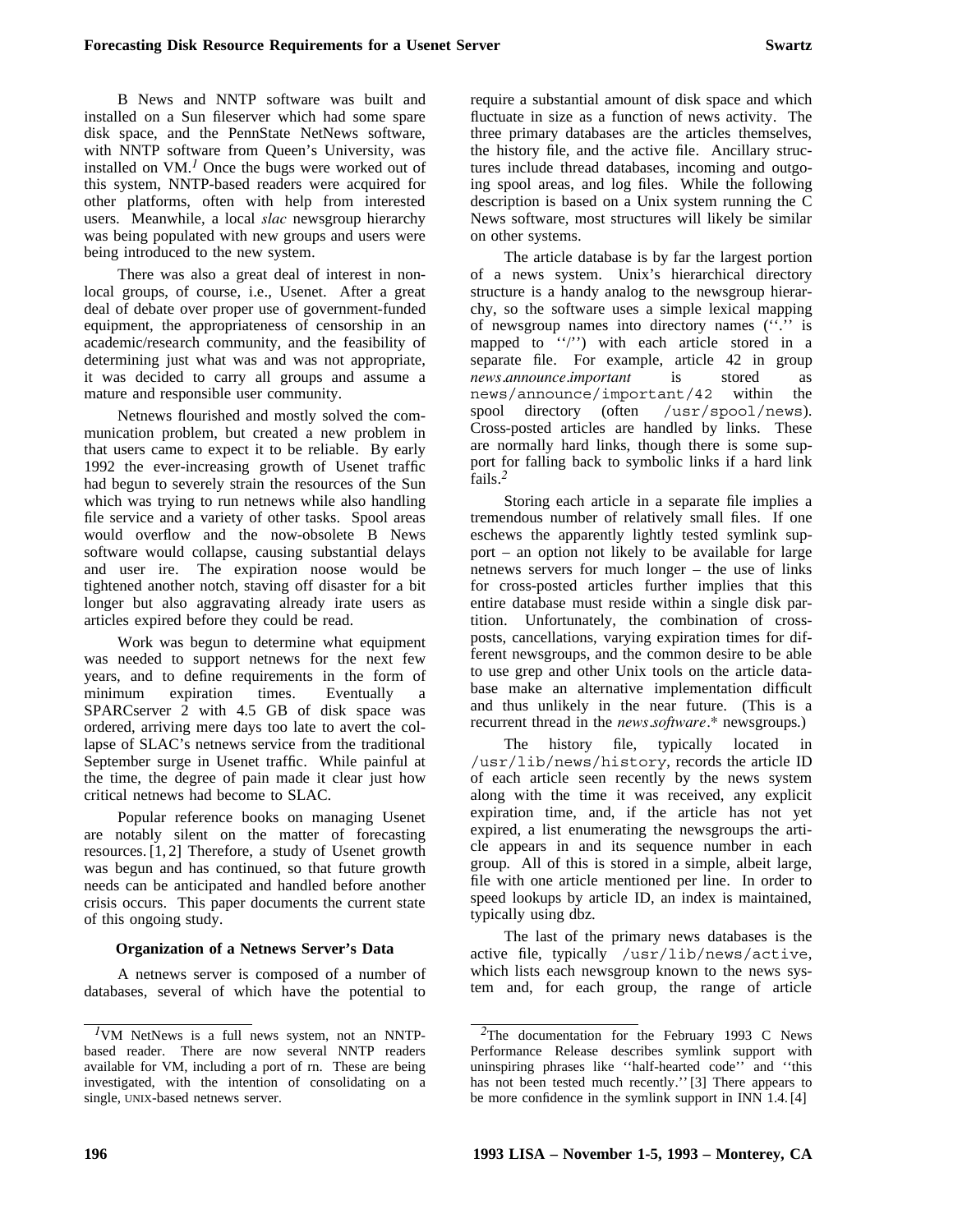B News and NNTP software was built and installed on a Sun fileserver which had some spare disk space, and the PennState NetNews software, with NNTP software from Queen's University, was installed on VM.[1] Once the bugs were worked out of this system, NNTP-based readers were acquired for other platforms, often with help from interested users. Meanwhile, a local *slac* newsgroup hierarchy was being populated with new groups and users were being introduced to the new system.

There was also a great deal of interest in non-local groups, of course, i.e., Usenet. After a great deal of debate over proper use of government-funded equipment, the appropriateness of censorship in an academic/research community, and the feasibility of determining just what was and was not appropriate, it was decided to carry all groups and assume a mature and responsible user community.

Netnews flourished and mostly solved the communication problem, but created a new problem in that users came to expect it to be reliable. By early 1992 the ever-increasing growth of Usenet traffic had begun to severely strain the resources of the Sun which was trying to run netnews while also handling file service and a variety of other tasks. Spool areas would overflow and the now-obsolete B News software would collapse, causing substantial delays and user ire. The expiration noose would be tightened another notch, staving off disaster for a bit longer but also aggravating already irate users as articles expired before they could be read.

Work was begun to determine what equipment was needed to support netnews for the next few years, and to define requirements in the form of minimum expiration times. Eventually a SPARCserver 2 with 4.5 GB of disk space was ordered, arriving mere days too late to avert the collapse of SLAC's netnews service from the traditional September surge in Usenet traffic. While painful at the time, the degree of pain made it clear just how critical netnews had become to SLAC.

Popular reference books on managing Usenet are notably silent on the matter of forecasting resources. [1, 2] Therefore, a study of Usenet growth was begun and has continued, so that future growth needs can be anticipated and handled before another crisis occurs. This paper documents the current state of this ongoing study.

### Organization of a Netnews Server's Data

A netnews server is composed of a number of databases, several of which have the potential to require a substantial amount of disk space and which fluctuate in size as a function of news activity. The three primary databases are the articles themselves, the history file, and the active file. Ancillary structures include thread databases, incoming and outgoing spool areas, and log files. While the following description is based on a Unix system running the C News software, most structures will likely be similar on other systems.

The article database is by far the largest portion of a news system. Unix's hierarchical directory structure is a handy analog to the newsgroup hierarchy, so the software uses a simple lexical mapping of newsgroup names into directory names (''.'' is mapped to ''/'') with each article stored in a separate file. For example, article 42 in group *news.announce.important* is stored as `news/announce/important/42` within the spool directory (often `/usr/spool/news`). Cross-posted articles are handled by links. These are normally hard links, though there is some support for falling back to symbolic links if a hard link fails.[2]

Storing each article in a separate file implies a tremendous number of relatively small files. If one eschews the apparently lightly tested symlink support – an option not likely to be available for large netnews servers for much longer – the use of links for cross-posted articles further implies that this entire database must reside within a single disk partition. Unfortunately, the combination of cross-posts, cancellations, varying expiration times for different newsgroups, and the common desire to be able to use grep and other Unix tools on the article database make an alternative implementation difficult and thus unlikely in the near future. (This is a recurrent thread in the *news.software.** newsgroups.)

The history file, typically located in `/usr/lib/news/history`, records the article ID of each article seen recently by the news system along with the time it was received, any explicit expiration time, and, if the article has not yet expired, a list enumerating the newsgroups the article appears in and its sequence number in each group. All of this is stored in a simple, albeit large, file with one article mentioned per line. In order to speed lookups by article ID, an index is maintained, typically using dbz.

The last of the primary news databases is the active file, typically `/usr/lib/news/active`, which lists each newsgroup known to the news system and, for each group, the range of article

---

[1] VM NetNews is a full news system, not an NNTP-based reader. There are now several NNTP readers available for VM, including a port of rn. These are being investigated, with the intention of consolidating on a single, UNIX-based netnews server.

[2] The documentation for the February 1993 C News Performance Release describes symlink support with uninspiring phrases like ''half-hearted code'' and ''this has not been tested much recently.'' [3] There appears to be more confidence in the symlink support in INN 1.4. [4]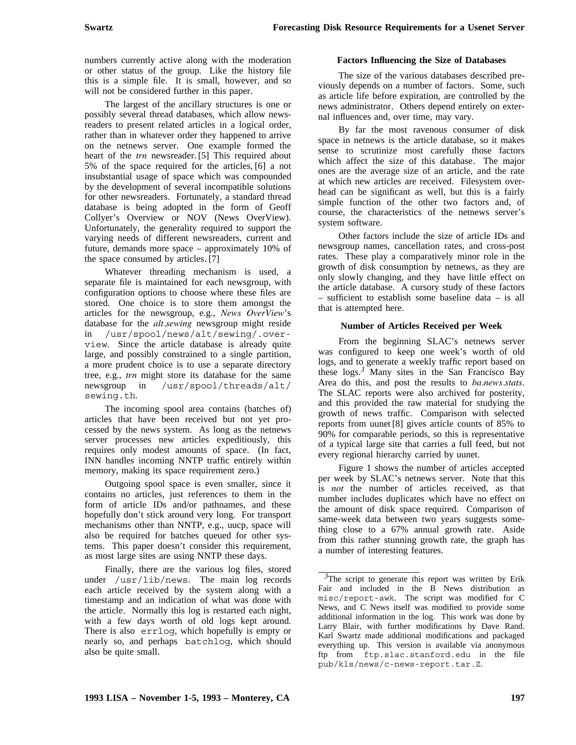numbers currently active along with the moderation or other status of the group. Like the history file this is a simple file. It is small, however, and so will not be considered further in this paper.

The largest of the ancillary structures is one or possibly several thread databases, which allow newsreaders to present related articles in a logical order, rather than in whatever order they happened to arrive on the netnews server. One example formed the heart of the *trn* newsreader. [5] This required about 5% of the space required for the articles, [6] a not insubstantial usage of space which was compounded by the development of several incompatible solutions for other newsreaders. Fortunately, a standard thread database is being adopted in the form of Geoff Collyer's Overview or NOV (News OverView). Unfortunately, the generality required to support the varying needs of different newsreaders, current and future, demands more space – approximately 10% of the space consumed by articles. [7]

Whatever threading mechanism is used, a separate file is maintained for each newsgroup, with configuration options to choose where these files are stored. One choice is to store them amongst the articles for the newsgroup, e.g., *News OverView*'s database for the *alt.sewing* newsgroup might reside in `/usr/spool/news/alt/sewing/.overview`. Since the article database is already quite large, and possibly constrained to a single partition, a more prudent choice is to use a separate directory tree, e.g., *trn* might store its database for the same newsgroup in `/usr/spool/threads/alt/sewing.th`.

The incoming spool area contains (batches of) articles that have been received but not yet processed by the news system. As long as the netnews server processes new articles expeditiously, this requires only modest amounts of space. (In fact, INN handles incoming NNTP traffic entirely within memory, making its space requirement zero.)

Outgoing spool space is even smaller, since it contains no articles, just references to them in the form of article IDs and/or pathnames, and these hopefully don't stick around very long. For transport mechanisms other than NNTP, e.g., uucp, space will also be required for batches queued for other systems. This paper doesn't consider this requirement, as most large sites are using NNTP these days.

Finally, there are the various log files, stored under `/usr/lib/news`. The main log records each article received by the system along with a timestamp and an indication of what was done with the article. Normally this log is restarted each night, with a few days worth of old logs kept around. There is also `errlog`, which hopefully is empty or nearly so, and perhaps `batchlog`, which should also be quite small.

### Factors Influencing the Size of Databases

The size of the various databases described previously depends on a number of factors. Some, such as article life before expiration, are controlled by the news administrator. Others depend entirely on external influences and, over time, may vary.

By far the most ravenous consumer of disk space in netnews is the article database, so it makes sense to scrutinize most carefully those factors which affect the size of this database. The major ones are the average size of an article, and the rate at which new articles are received. Filesystem overhead can be significant as well, but this is a fairly simple function of the other two factors and, of course, the characteristics of the netnews server's system software.

Other factors include the size of article IDs and newsgroup names, cancellation rates, and cross-post rates. These play a comparatively minor role in the growth of disk consumption by netnews, as they are only slowly changing, and they have little effect on the article database. A cursory study of these factors – sufficient to establish some baseline data – is all that is attempted here.

### Number of Articles Received per Week

From the beginning SLAC's netnews server was configured to keep one week's worth of old logs, and to generate a weekly traffic report based on these logs.[3] Many sites in the San Francisco Bay Area do this, and post the results to *ba.news.stats*. The SLAC reports were also archived for posterity, and this provided the raw material for studying the growth of news traffic. Comparison with selected reports from uunet [8] gives article counts of 85% to 90% for comparable periods, so this is representative of a typical large site that carries a full feed, but not every regional hierarchy carried by uunet.

Figure 1 shows the number of articles accepted per week by SLAC's netnews server. Note that this is *not* the number of articles received, as that number includes duplicates which have no effect on the amount of disk space required. Comparison of same-week data between two years suggests something close to a 67% annual growth rate. Aside from this rather stunning growth rate, the graph has a number of interesting features.

---

[3] The script to generate this report was written by Erik Fair and included in the B News distribution as `misc/report-awk`. The script was modified for C News, and C News itself was modified to provide some additional information in the log. This work was done by Larry Blair, with further modifications by Dave Rand. Karl Swartz made additional modifications and packaged everything up. This version is available via anonymous ftp from `ftp.slac.stanford.edu` in the file `pub/kls/news/c-news-report.tar.Z`.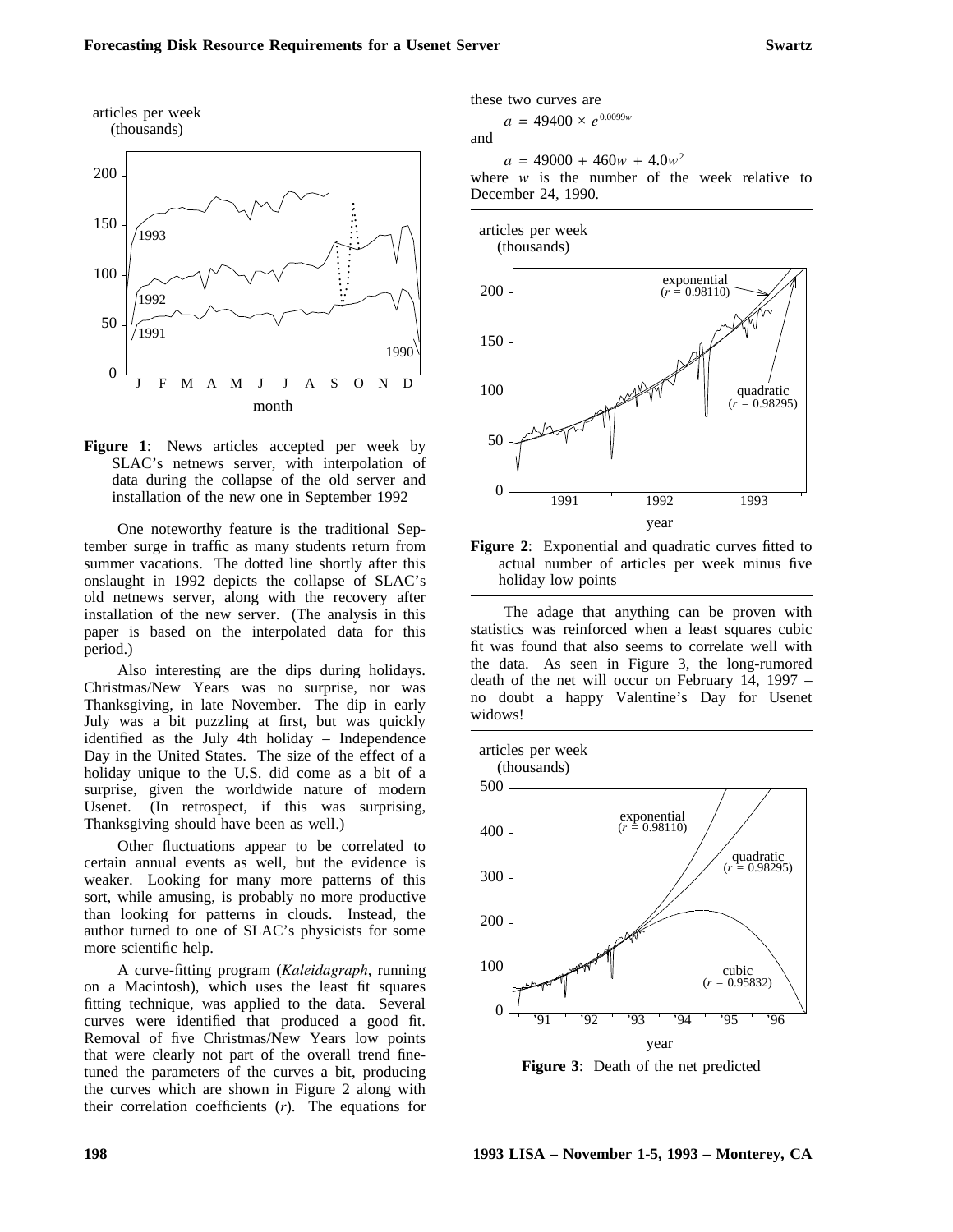**Figure 1**: News articles accepted per week by SLAC's netnews server, with interpolation of data during the collapse of the old server and installation of the new one in September 1992

One noteworthy feature is the traditional September surge in traffic as many students return from summer vacations. The dotted line shortly after this onslaught in 1992 depicts the collapse of SLAC's old netnews server, along with the recovery after installation of the new server. (The analysis in this paper is based on the interpolated data for this period.)

Also interesting are the dips during holidays. Christmas/New Years was no surprise, nor was Thanksgiving, in late November. The dip in early July was a bit puzzling at first, but was quickly identified as the July 4th holiday – Independence Day in the United States. The size of the effect of a holiday unique to the U.S. did come as a bit of a surprise, given the worldwide nature of modern Usenet. (In retrospect, if this was surprising, Thanksgiving should have been as well.)

Other fluctuations appear to be correlated to certain annual events as well, but the evidence is weaker. Looking for many more patterns of this sort, while amusing, is probably no more productive than looking for patterns in clouds. Instead, the author turned to one of SLAC's physicists for some more scientific help.

A curve-fitting program (*Kaleidagraph*, running on a Macintosh), which uses the least fit squares fitting technique, was applied to the data. Several curves were identified that produced a good fit. Removal of five Christmas/New Years low points that were clearly not part of the overall trend fine-tuned the parameters of the curves a bit, producing the curves which are shown in Figure 2 along with their correlation coefficients ($r$). The equations for these two curves are

$$a = 49400 \times e^{0.0099w}$$

and

$$a = 49000 + 460w + 4.0w^2$$

where $w$ is the number of the week relative to December 24, 1990.

**Figure 2**: Exponential and quadratic curves fitted to actual number of articles per week minus five holiday low points

The adage that anything can be proven with statistics was reinforced when a least squares cubic fit was found that also seems to correlate well with the data. As seen in Figure 3, the long-rumored death of the net will occur on February 14, 1997 – no doubt a happy Valentine's Day for Usenet widows!

**Figure 3**: Death of the net predicted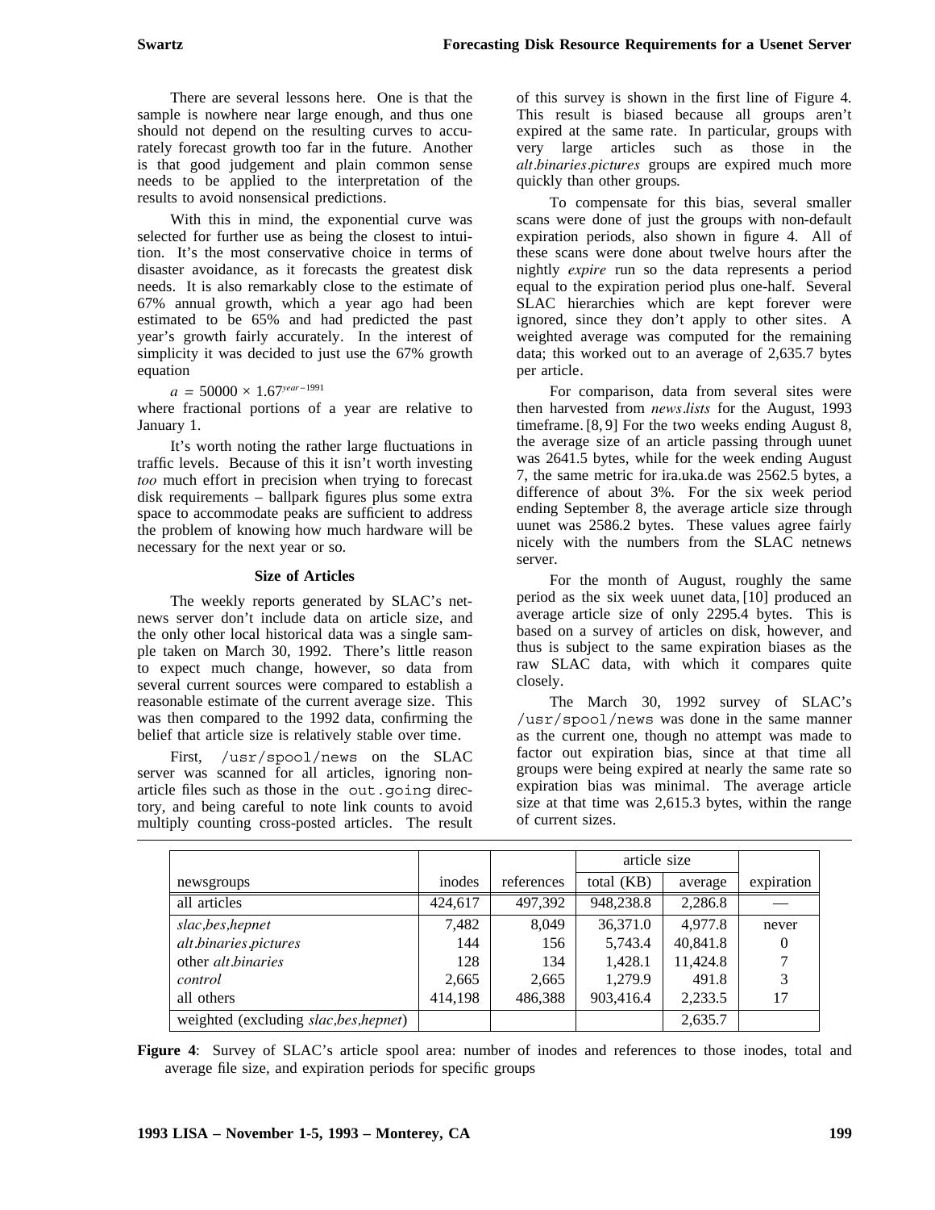There are several lessons here. One is that the sample is nowhere near large enough, and thus one should not depend on the resulting curves to accurately forecast growth too far in the future. Another is that good judgement and plain common sense needs to be applied to the interpretation of the results to avoid nonsensical predictions.

With this in mind, the exponential curve was selected for further use as being the closest to intuition. It's the most conservative choice in terms of disaster avoidance, as it forecasts the greatest disk needs. It is also remarkably close to the estimate of 67% annual growth, which a year ago had been estimated to be 65% and had predicted the past year's growth fairly accurately. In the interest of simplicity it was decided to just use the 67% growth equation

$$a = 50000 \times 1.67^{year-1991}$$

where fractional portions of a year are relative to January 1.

It's worth noting the rather large fluctuations in traffic levels. Because of this it isn't worth investing *too* much effort in precision when trying to forecast disk requirements – ballpark figures plus some extra space to accommodate peaks are sufficient to address the problem of knowing how much hardware will be necessary for the next year or so.

### Size of Articles

The weekly reports generated by SLAC's netnews server don't include data on article size, and the only other local historical data was a single sample taken on March 30, 1992. There's little reason to expect much change, however, so data from several current sources were compared to establish a reasonable estimate of the current average size. This was then compared to the 1992 data, confirming the belief that article size is relatively stable over time.

First, `/usr/spool/news` on the SLAC server was scanned for all articles, ignoring non-article files such as those in the `out.going` directory, and being careful to note link counts to avoid multiply counting cross-posted articles. The result of this survey is shown in the first line of Figure 4. This result is biased because all groups aren't expired at the same rate. In particular, groups with very large articles such as those in the *alt.binaries.pictures* groups are expired much more quickly than other groups.

To compensate for this bias, several smaller scans were done of just the groups with non-default expiration periods, also shown in figure 4. All of these scans were done about twelve hours after the nightly *expire* run so the data represents a period equal to the expiration period plus one-half. Several SLAC hierarchies which are kept forever were ignored, since they don't apply to other sites. A weighted average was computed for the remaining data; this worked out to an average of 2,635.7 bytes per article.

For comparison, data from several sites were then harvested from *news.lists* for the August, 1993 timeframe. [8, 9] For the two weeks ending August 8, the average size of an article passing through uunet was 2641.5 bytes, while for the week ending August 7, the same metric for ira.uka.de was 2562.5 bytes, a difference of about 3%. For the six week period ending September 8, the average article size through uunet was 2586.2 bytes. These values agree fairly nicely with the numbers from the SLAC netnews server.

For the month of August, roughly the same period as the six week uunet data, [10] produced an average article size of only 2295.4 bytes. This is based on a survey of articles on disk, however, and thus is subject to the same expiration biases as the raw SLAC data, with which it compares quite closely.

The March 30, 1992 survey of SLAC's `/usr/spool/news` was done in the same manner as the current one, though no attempt was made to factor out expiration bias, since at that time all groups were being expired at nearly the same rate so expiration bias was minimal. The average article size at that time was 2,615.3 bytes, within the range of current sizes.

| | | | article size | | |
|---|---|---|---|---|---|
| newsgroups | inodes | references | total (KB) | average | expiration |
| all articles | 424,617 | 497,392 | 948,238.8 | 2,286.8 | — |
| *slac,bes,hepnet* | 7,482 | 8,049 | 36,371.0 | 4,977.8 | never |
| *alt.binaries.pictures* | 144 | 156 | 5,743.4 | 40,841.8 | 0 |
| other *alt.binaries* | 128 | 134 | 1,428.1 | 11,424.8 | 7 |
| *control* | 2,665 | 2,665 | 1,279.9 | 491.8 | 3 |
| all others | 414,198 | 486,388 | 903,416.4 | 2,233.5 | 17 |
| weighted (excluding *slac,bes,hepnet*) | | | | 2,635.7 | |

**Figure 4**: Survey of SLAC's article spool area: number of inodes and references to those inodes, total and average file size, and expiration periods for specific groups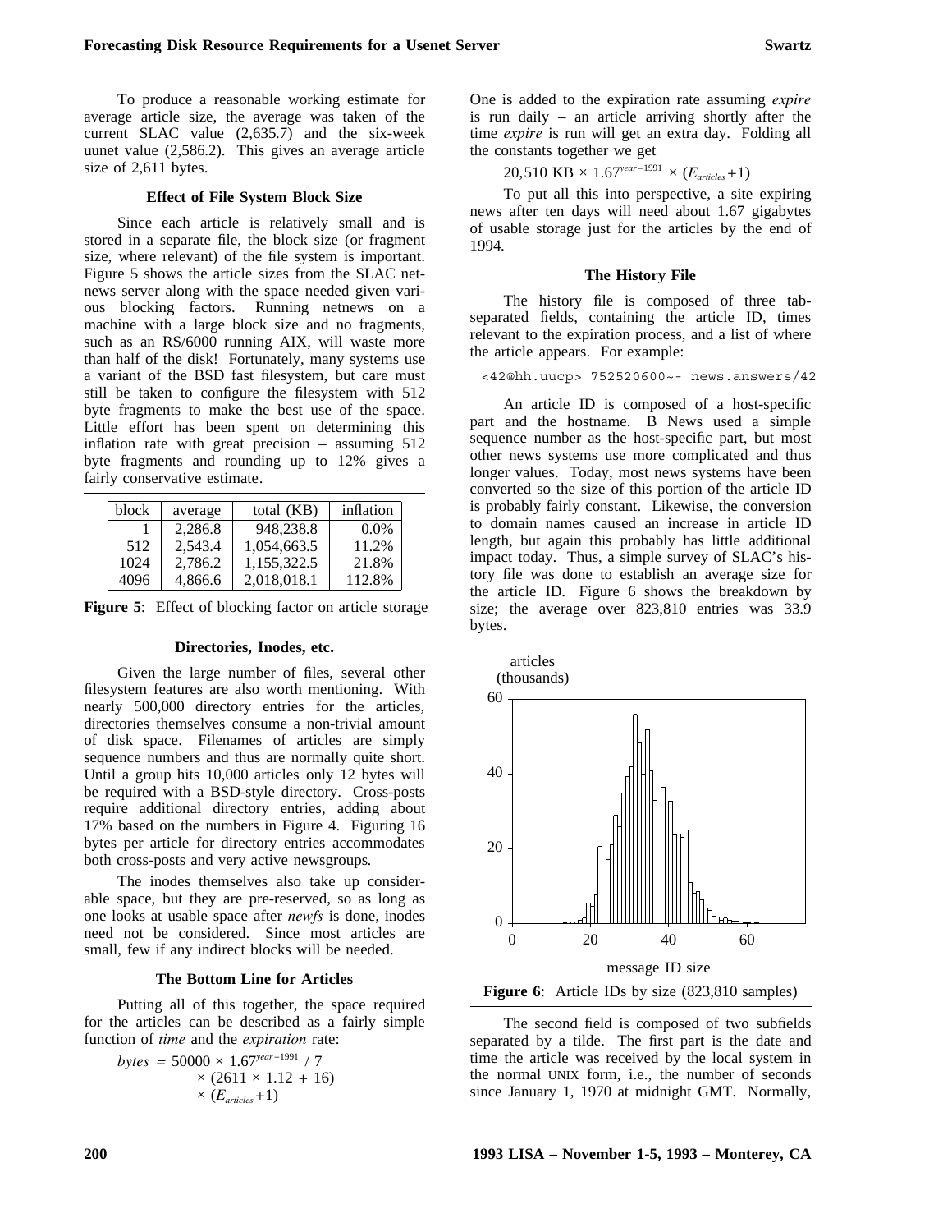To produce a reasonable working estimate for average article size, the average was taken of the current SLAC value (2,635.7) and the six-week uunet value (2,586.2). This gives an average article size of 2,611 bytes.

### Effect of File System Block Size

Since each article is relatively small and is stored in a separate file, the block size (or fragment size, where relevant) of the file system is important. Figure 5 shows the article sizes from the SLAC netnews server along with the space needed given various blocking factors. Running netnews on a machine with a large block size and no fragments, such as an RS/6000 running AIX, will waste more than half of the disk! Fortunately, many systems use a variant of the BSD fast filesystem, but care must still be taken to configure the filesystem with 512 byte fragments to make the best use of the space. Little effort has been spent on determining this inflation rate with great precision – assuming 512 byte fragments and rounding up to 12% gives a fairly conservative estimate.

| block | average | total (KB) | inflation |
|---|---|---|---|
| 1 | 2,286.8 | 948,238.8 | 0.0% |
| 512 | 2,543.4 | 1,054,663.5 | 11.2% |
| 1024 | 2,786.2 | 1,155,322.5 | 21.8% |
| 4096 | 4,866.6 | 2,018,018.1 | 112.8% |

**Figure 5**: Effect of blocking factor on article storage

### Directories, Inodes, etc.

Given the large number of files, several other filesystem features are also worth mentioning. With nearly 500,000 directory entries for the articles, directories themselves consume a non-trivial amount of disk space. Filenames of articles are simply sequence numbers and thus are normally quite short. Until a group hits 10,000 articles only 12 bytes will be required with a BSD-style directory. Cross-posts require additional directory entries, adding about 17% based on the numbers in Figure 4. Figuring 16 bytes per article for directory entries accommodates both cross-posts and very active newsgroups.

The inodes themselves also take up considerable space, but they are pre-reserved, so as long as one looks at usable space after *newfs* is done, inodes need not be considered. Since most articles are small, few if any indirect blocks will be needed.

### The Bottom Line for Articles

Putting all of this together, the space required for the articles can be described as a fairly simple function of *time* and the *expiration* rate:

$$bytes = 50000 \times 1.67^{year-1991} / 7 \times (2611 \times 1.12 + 16) \times (E_{articles} + 1)$$

One is added to the expiration rate assuming *expire* is run daily – an article arriving shortly after the time *expire* is run will get an extra day. Folding all the constants together we get

$$20{,}510 \text{ KB} \times 1.67^{year-1991} \times (E_{articles} + 1)$$

To put all this into perspective, a site expiring news after ten days will need about 1.67 gigabytes of usable storage just for the articles by the end of 1994.

### The History File

The history file is composed of three tab-separated fields, containing the article ID, times relevant to the expiration process, and a list of where the article appears. For example:

```
<42@hh.uucp> 752520600~- news.answers/42
```

An article ID is composed of a host-specific part and the hostname. B News used a simple sequence number as the host-specific part, but most other news systems use more complicated and thus longer values. Today, most news systems have been converted so the size of this portion of the article ID is probably fairly constant. Likewise, the conversion to domain names caused an increase in article ID length, but again this probably has little additional impact today. Thus, a simple survey of SLAC's history file was done to establish an average size for the article ID. Figure 6 shows the breakdown by size; the average over 823,810 entries was 33.9 bytes.

**Figure 6**: Article IDs by size (823,810 samples)

The second field is composed of two subfields separated by a tilde. The first part is the date and time the article was received by the local system in the normal UNIX form, i.e., the number of seconds since January 1, 1970 at midnight GMT. Normally,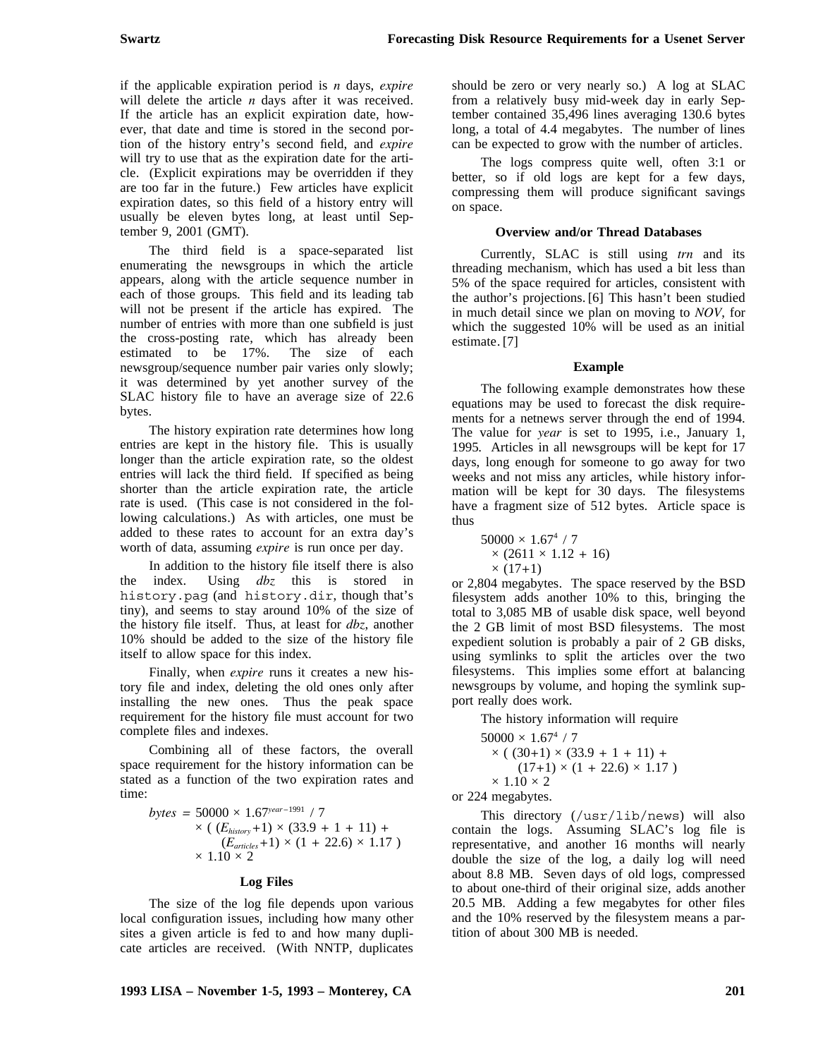if the applicable expiration period is $n$ days, *expire* will delete the article $n$ days after it was received. If the article has an explicit expiration date, however, that date and time is stored in the second portion of the history entry's second field, and *expire* will try to use that as the expiration date for the article. (Explicit expirations may be overridden if they are too far in the future.) Few articles have explicit expiration dates, so this field of a history entry will usually be eleven bytes long, at least until September 9, 2001 (GMT).

The third field is a space-separated list enumerating the newsgroups in which the article appears, along with the article sequence number in each of those groups. This field and its leading tab will not be present if the article has expired. The number of entries with more than one subfield is just the cross-posting rate, which has already been estimated to be 17%. The size of each newsgroup/sequence number pair varies only slowly; it was determined by yet another survey of the SLAC history file to have an average size of 22.6 bytes.

The history expiration rate determines how long entries are kept in the history file. This is usually longer than the article expiration rate, so the oldest entries will lack the third field. If specified as being shorter than the article expiration rate, the article rate is used. (This case is not considered in the following calculations.) As with articles, one must be added to these rates to account for an extra day's worth of data, assuming *expire* is run once per day.

In addition to the history file itself there is also the index. Using *dbz* this is stored in `history.pag` (and `history.dir`, though that's tiny), and seems to stay around 10% of the size of the history file itself. Thus, at least for *dbz*, another 10% should be added to the size of the history file itself to allow space for this index.

Finally, when *expire* runs it creates a new history file and index, deleting the old ones only after installing the new ones. Thus the peak space requirement for the history file must account for two complete files and indexes.

Combining all of these factors, the overall space requirement for the history information can be stated as a function of the two expiration rates and time:

$$
\begin{aligned}
bytes = {} & 50000 \times 1.67^{year-1991} / 7 \\
& \times \left( (E_{history}+1) \times (33.9 + 1 + 11) + (E_{articles}+1) \times (1 + 22.6) \times 1.17 \right) \\
& \times 1.10 \times 2
\end{aligned}
$$

### Log Files

The size of the log file depends upon various local configuration issues, including how many other sites a given article is fed to and how many duplicate articles are received. (With NNTP, duplicates should be zero or very nearly so.) A log at SLAC from a relatively busy mid-week day in early September contained 35,496 lines averaging 130.6 bytes long, a total of 4.4 megabytes. The number of lines can be expected to grow with the number of articles.

The logs compress quite well, often 3:1 or better, so if old logs are kept for a few days, compressing them will produce significant savings on space.

### Overview and/or Thread Databases

Currently, SLAC is still using *trn* and its threading mechanism, which has used a bit less than 5% of the space required for articles, consistent with the author's projections.[6] This hasn't been studied in much detail since we plan on moving to *NOV*, for which the suggested 10% will be used as an initial estimate.[7]

### Example

The following example demonstrates how these equations may be used to forecast the disk requirements for a netnews server through the end of 1994. The value for *year* is set to 1995, i.e., January 1, 1995. Articles in all newsgroups will be kept for 17 days, long enough for someone to go away for two weeks and not miss any articles, while history information will be kept for 30 days. The filesystems have a fragment size of 512 bytes. Article space is thus

$$
\begin{aligned}
& 50000 \times 1.67^{4} / 7 \\
& \times (2611 \times 1.12 + 16) \\
& \times (17+1)
\end{aligned}
$$

or 2,804 megabytes. The space reserved by the BSD filesystem adds another 10% to this, bringing the total to 3,085 MB of usable disk space, well beyond the 2 GB limit of most BSD filesystems. The most expedient solution is probably a pair of 2 GB disks, using symlinks to split the articles over the two filesystems. This implies some effort at balancing newsgroups by volume, and hoping the symlink support really does work.

The history information will require

$$
\begin{aligned}
& 50000 \times 1.67^{4} / 7 \\
& \times \left( (30+1) \times (33.9 + 1 + 11) + (17+1) \times (1 + 22.6) \times 1.17 \right) \\
& \times 1.10 \times 2
\end{aligned}
$$

or 224 megabytes.

This directory (`/usr/lib/news`) will also contain the logs. Assuming SLAC's log file is representative, and another 16 months will nearly double the size of the log, a daily log will need about 8.8 MB. Seven days of old logs, compressed to about one-third of their original size, adds another 20.5 MB. Adding a few megabytes for other files and the 10% reserved by the filesystem means a partition of about 300 MB is needed.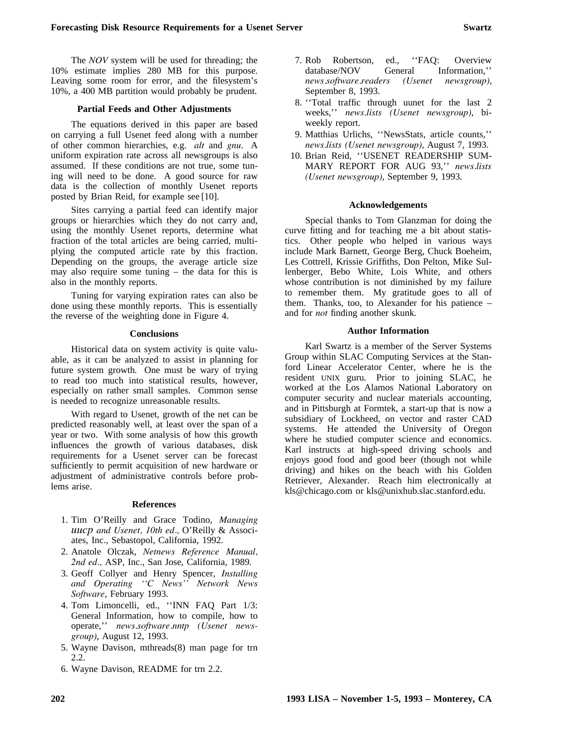The *NOV* system will be used for threading; the 10% estimate implies 280 MB for this purpose. Leaving some room for error, and the filesystem's 10%, a 400 MB partition would probably be prudent.

### Partial Feeds and Other Adjustments

The equations derived in this paper are based on carrying a full Usenet feed along with a number of other common hierarchies, e.g. *alt* and *gnu*. A uniform expiration rate across all newsgroups is also assumed. If these conditions are not true, some tuning will need to be done. A good source for raw data is the collection of monthly Usenet reports posted by Brian Reid, for example see [10].

Sites carrying a partial feed can identify major groups or hierarchies which they do not carry and, using the monthly Usenet reports, determine what fraction of the total articles are being carried, multiplying the computed article rate by this fraction. Depending on the groups, the average article size may also require some tuning – the data for this is also in the monthly reports.

Tuning for varying expiration rates can also be done using these monthly reports. This is essentially the reverse of the weighting done in Figure 4.

### Conclusions

Historical data on system activity is quite valuable, as it can be analyzed to assist in planning for future system growth. One must be wary of trying to read too much into statistical results, however, especially on rather small samples. Common sense is needed to recognize unreasonable results.

With regard to Usenet, growth of the net can be predicted reasonably well, at least over the span of a year or two. With some analysis of how this growth influences the growth of various databases, disk requirements for a Usenet server can be forecast sufficiently to permit acquisition of new hardware or adjustment of administrative controls before problems arise.

### References

1. Tim O'Reilly and Grace Todino, *Managing uucp and Usenet, 10th ed.,* O'Reilly & Associates, Inc., Sebastopol, California, 1992.
2. Anatole Olczak, *Netnews Reference Manual, 2nd ed.,* ASP, Inc., San Jose, California, 1989.
3. Geoff Collyer and Henry Spencer, *Installing and Operating ''C News'' Network News Software*, February 1993.
4. Tom Limoncelli, ed., ''INN FAQ Part 1/3: General Information, how to compile, how to operate,'' *news.software.nntp (Usenet newsgroup)*, August 12, 1993.
5. Wayne Davison, mthreads(8) man page for trn 2.2.
6. Wayne Davison, README for trn 2.2.
7. Rob Robertson, ed., ''FAQ: Overview database/NOV General Information,'' *news.software.readers (Usenet newsgroup)*, September 8, 1993.
8. ''Total traffic through uunet for the last 2 weeks,'' *news.lists (Usenet newsgroup)*, biweekly report.
9. Matthias Urlichs, ''NewsStats, article counts,'' *news.lists (Usenet newsgroup)*, August 7, 1993.
10. Brian Reid, ''USENET READERSHIP SUMMARY REPORT FOR AUG 93,'' *news.lists (Usenet newsgroup)*, September 9, 1993.

### Acknowledgements

Special thanks to Tom Glanzman for doing the curve fitting and for teaching me a bit about statistics. Other people who helped in various ways include Mark Barnett, George Berg, Chuck Boeheim, Les Cottrell, Krissie Griffiths, Don Pelton, Mike Sullenberger, Bebo White, Lois White, and others whose contribution is not diminished by my failure to remember them. My gratitude goes to all of them. Thanks, too, to Alexander for his patience – and for *not* finding another skunk.

### Author Information

Karl Swartz is a member of the Server Systems Group within SLAC Computing Services at the Stanford Linear Accelerator Center, where he is the resident UNIX guru. Prior to joining SLAC, he worked at the Los Alamos National Laboratory on computer security and nuclear materials accounting, and in Pittsburgh at Formtek, a start-up that is now a subsidiary of Lockheed, on vector and raster CAD systems. He attended the University of Oregon where he studied computer science and economics. Karl instructs at high-speed driving schools and enjoys good food and good beer (though not while driving) and hikes on the beach with his Golden Retriever, Alexander. Reach him electronically at kls@chicago.com or kls@unixhub.slac.stanford.edu.